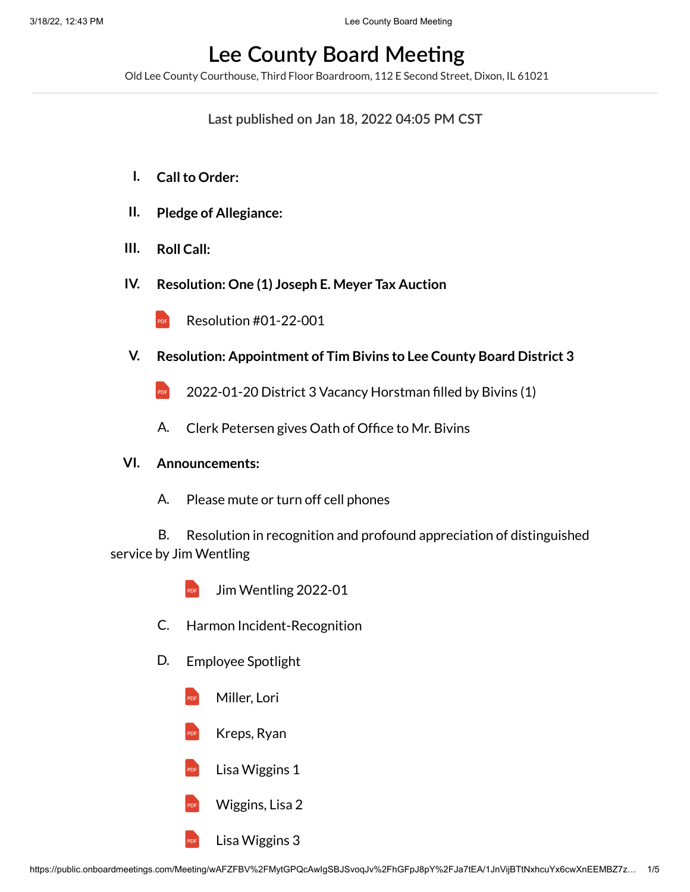# Lee County Board Meeting

Old Lee County Courthouse, Third Floor Boardroom, 112 E Second Street, Dixon, IL 61021

Last published on Jan 18, 2022 04:05 PM CST

I. **Call to Order:**

II. **Pledge of Allegiance:**

III. **Roll Call:**

IV. **Resolution: One (1) Joseph E. Meyer Tax Auction**

- Resolution #01-22-001

V. **Resolution: Appointment of Tim Bivins to Lee County Board District 3**

- 2022-01-20 District 3 Vacancy Horstman filled by Bivins (1)

A. Clerk Petersen gives Oath of Office to Mr. Bivins

VI. **Announcements:**

A. Please mute or turn off cell phones

B. Resolution in recognition and profound appreciation of distinguished service by Jim Wentling

- Jim Wentling 2022-01

C. Harmon Incident-Recognition

D. Employee Spotlight

- Miller, Lori
- Kreps, Ryan
- Lisa Wiggins 1
- Wiggins, Lisa 2
- Lisa Wiggins 3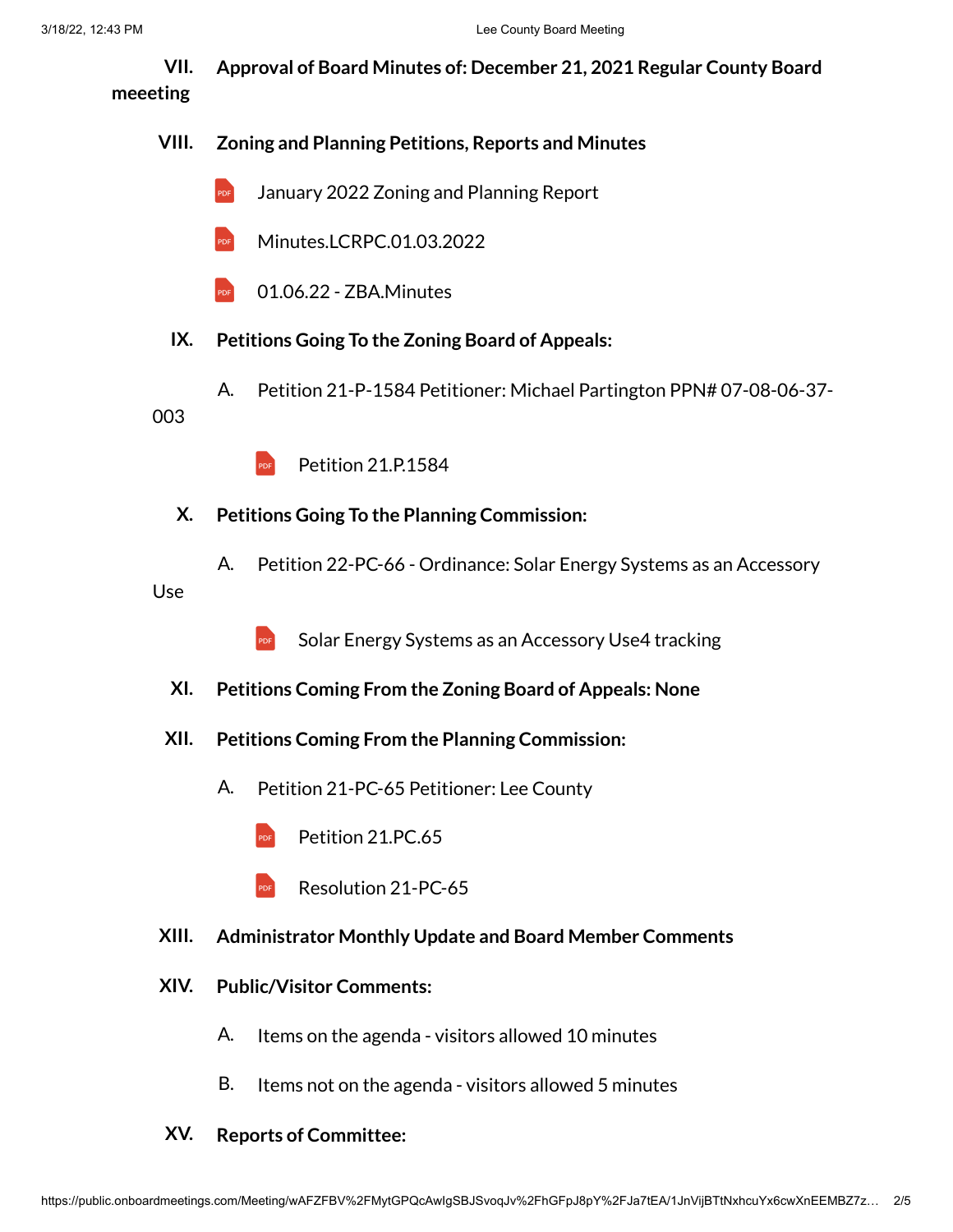**VII. Approval of Board Minutes of: December 21, 2021 Regular County Board meeeting**

**VIII. Zoning and Planning Petitions, Reports and Minutes**

- January 2022 Zoning and Planning Report
- Minutes.LCRPC.01.03.2022
- 01.06.22 - ZBA.Minutes

**IX. Petitions Going To the Zoning Board of Appeals:**

A. Petition 21-P-1584 Petitioner: Michael Partington PPN# 07-08-06-37-003

- Petition 21.P.1584

**X. Petitions Going To the Planning Commission:**

A. Petition 22-PC-66 - Ordinance: Solar Energy Systems as an Accessory Use

- Solar Energy Systems as an Accessory Use4 tracking

**XI. Petitions Coming From the Zoning Board of Appeals: None**

**XII. Petitions Coming From the Planning Commission:**

A. Petition 21-PC-65 Petitioner: Lee County

- Petition 21.PC.65
- Resolution 21-PC-65

**XIII. Administrator Monthly Update and Board Member Comments**

**XIV. Public/Visitor Comments:**

A. Items on the agenda - visitors allowed 10 minutes

B. Items not on the agenda - visitors allowed 5 minutes

**XV. Reports of Committee:**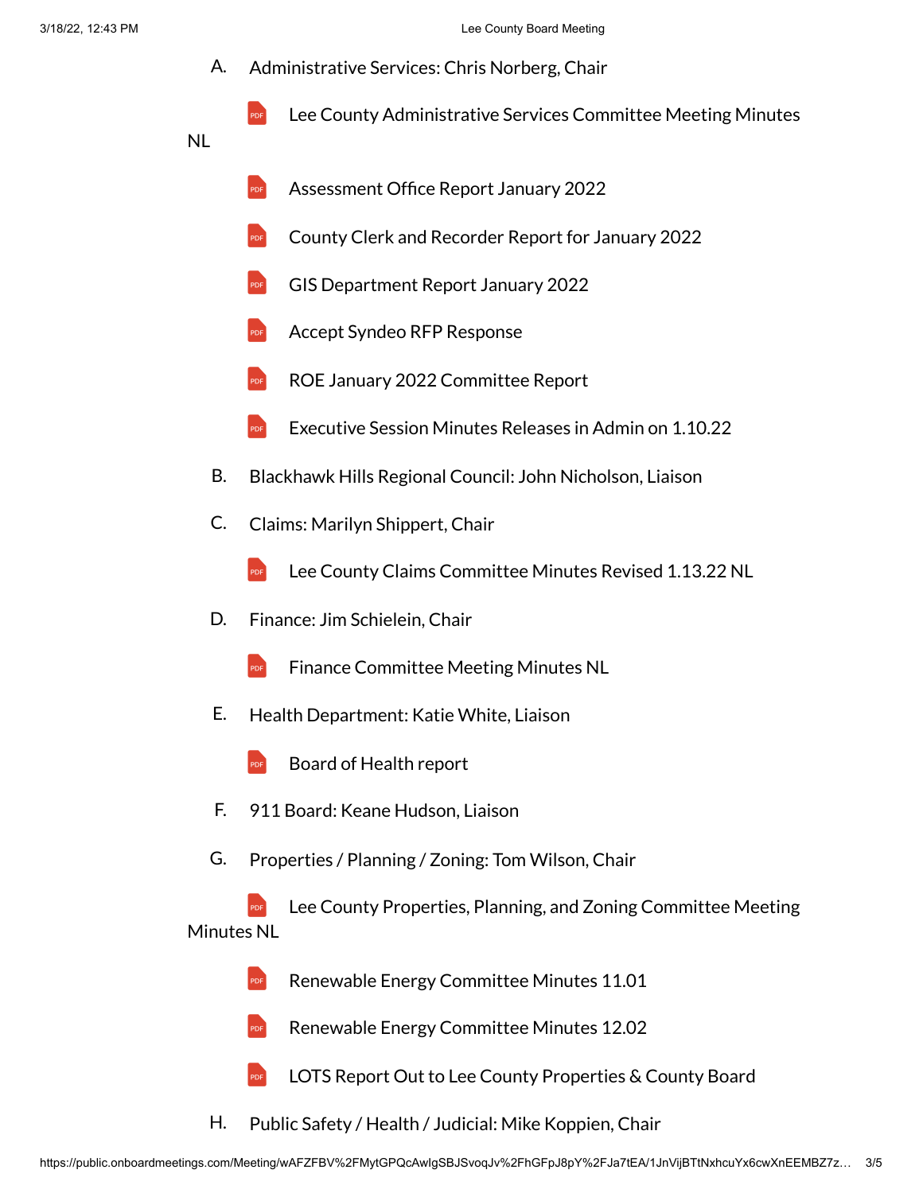A. Administrative Services: Chris Norberg, Chair

- Lee County Administrative Services Committee Meeting Minutes NL
- Assessment Office Report January 2022
- County Clerk and Recorder Report for January 2022
- GIS Department Report January 2022
- Accept Syndeo RFP Response
- ROE January 2022 Committee Report
- Executive Session Minutes Releases in Admin on 1.10.22

B. Blackhawk Hills Regional Council: John Nicholson, Liaison

C. Claims: Marilyn Shippert, Chair

- Lee County Claims Committee Minutes Revised 1.13.22 NL

D. Finance: Jim Schielein, Chair

- Finance Committee Meeting Minutes NL

E. Health Department: Katie White, Liaison

- Board of Health report

F. 911 Board: Keane Hudson, Liaison

G. Properties / Planning / Zoning: Tom Wilson, Chair

- Lee County Properties, Planning, and Zoning Committee Meeting Minutes NL
- Renewable Energy Committee Minutes 11.01
- Renewable Energy Committee Minutes 12.02
- LOTS Report Out to Lee County Properties & County Board

H. Public Safety / Health / Judicial: Mike Koppien, Chair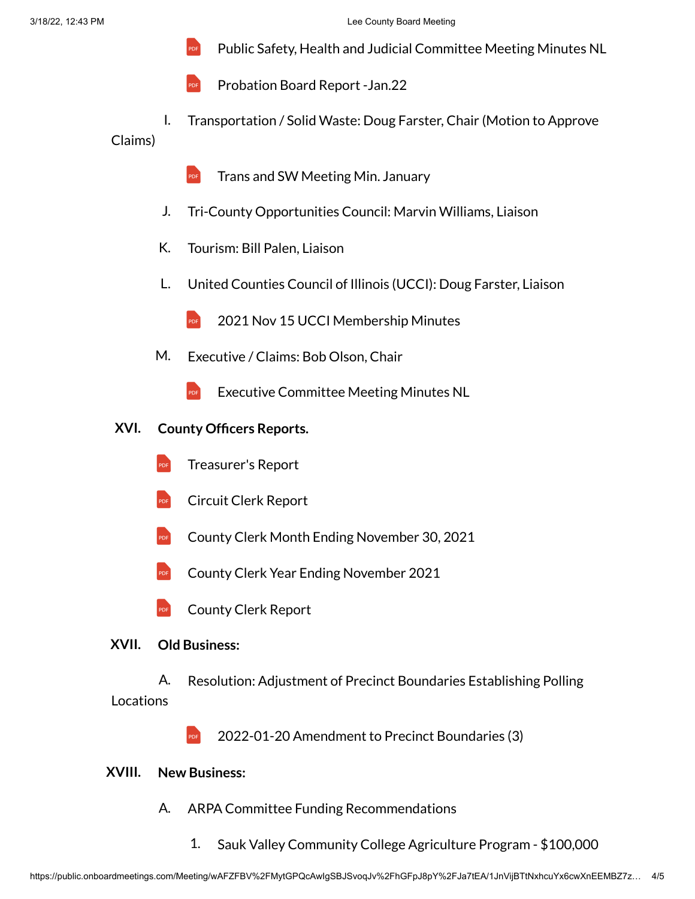- Public Safety, Health and Judicial Committee Meeting Minutes NL
- Probation Board Report -Jan.22

I. Transportation / Solid Waste: Doug Farster, Chair (Motion to Approve Claims)

- Trans and SW Meeting Min. January

J. Tri-County Opportunities Council: Marvin Williams, Liaison

K. Tourism: Bill Palen, Liaison

L. United Counties Council of Illinois (UCCI): Doug Farster, Liaison

- 2021 Nov 15 UCCI Membership Minutes

M. Executive / Claims: Bob Olson, Chair

- Executive Committee Meeting Minutes NL

**XVI. County Officers Reports.**

- Treasurer's Report
- Circuit Clerk Report
- County Clerk Month Ending November 30, 2021
- County Clerk Year Ending November 2021
- County Clerk Report

**XVII. Old Business:**

A. Resolution: Adjustment of Precinct Boundaries Establishing Polling Locations

- 2022-01-20 Amendment to Precinct Boundaries (3)

**XVIII. New Business:**

A. ARPA Committee Funding Recommendations

1. Sauk Valley Community College Agriculture Program - $100,000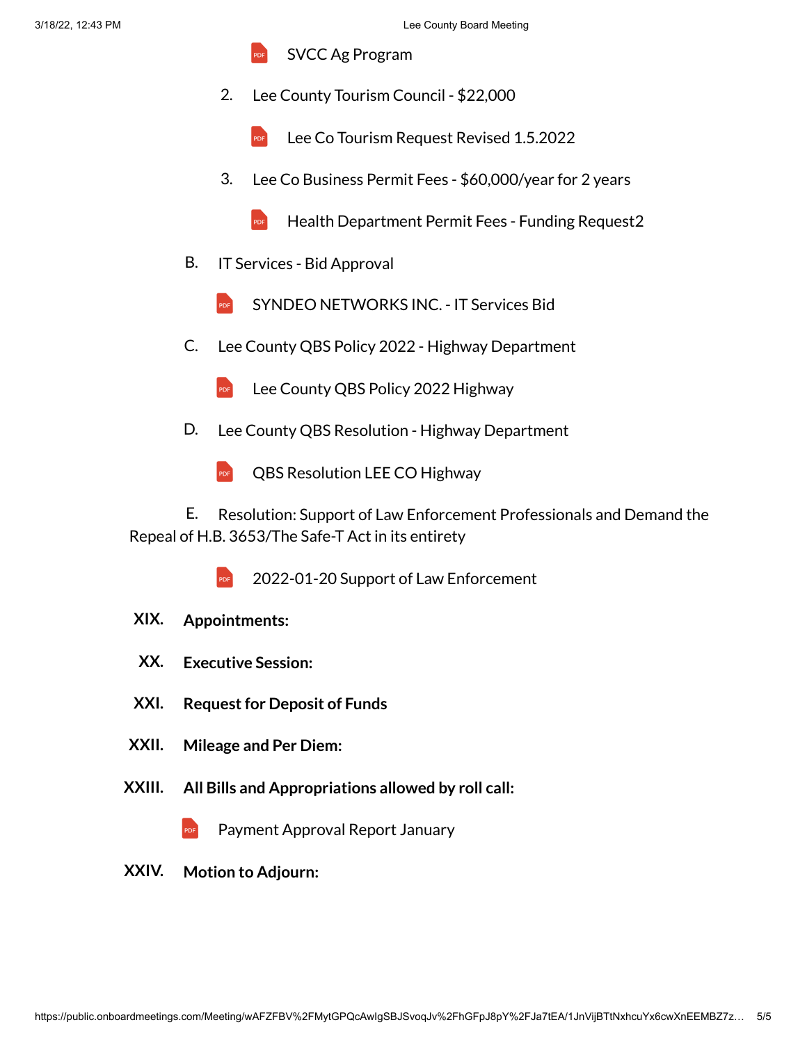- SVCC Ag Program

2. Lee County Tourism Council - $22,000

   - Lee Co Tourism Request Revised 1.5.2022

3. Lee Co Business Permit Fees - $60,000/year for 2 years

   - Health Department Permit Fees - Funding Request2

B. IT Services - Bid Approval

- SYNDEO NETWORKS INC. - IT Services Bid

C. Lee County QBS Policy 2022 - Highway Department

- Lee County QBS Policy 2022 Highway

D. Lee County QBS Resolution - Highway Department

- QBS Resolution LEE CO Highway

E. Resolution: Support of Law Enforcement Professionals and Demand the Repeal of H.B. 3653/The Safe-T Act in its entirety

- 2022-01-20 Support of Law Enforcement

**XIX. Appointments:**

**XX. Executive Session:**

**XXI. Request for Deposit of Funds**

**XXII. Mileage and Per Diem:**

**XXIII. All Bills and Appropriations allowed by roll call:**

- Payment Approval Report January

**XXIV. Motion to Adjourn:**